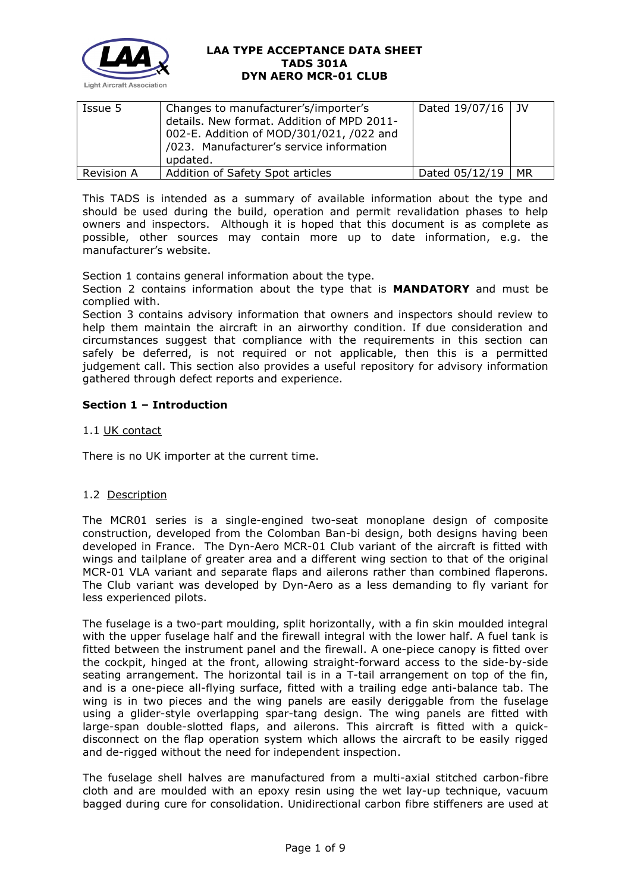**LAA TYPE ACCEPTANCE DATA SHEET**
**TADS 301A**
**DYN AERO MCR-01 CLUB**

| Issue 5 | Changes to manufacturer's/importer's details. New format. Addition of MPD 2011-002-E. Addition of MOD/301/021, /022 and /023. Manufacturer's service information updated. | Dated 19/07/16 | JV |
|---|---|---|---|
| Revision A | Addition of Safety Spot articles | Dated 05/12/19 | MR |

This TADS is intended as a summary of available information about the type and should be used during the build, operation and permit revalidation phases to help owners and inspectors. Although it is hoped that this document is as complete as possible, other sources may contain more up to date information, e.g. the manufacturer's website.

Section 1 contains general information about the type.

Section 2 contains information about the type that is **MANDATORY** and must be complied with.

Section 3 contains advisory information that owners and inspectors should review to help them maintain the aircraft in an airworthy condition. If due consideration and circumstances suggest that compliance with the requirements in this section can safely be deferred, is not required or not applicable, then this is a permitted judgement call. This section also provides a useful repository for advisory information gathered through defect reports and experience.

## Section 1 – Introduction

### 1.1 UK contact

There is no UK importer at the current time.

### 1.2 Description

The MCR01 series is a single-engined two-seat monoplane design of composite construction, developed from the Colomban Ban-bi design, both designs having been developed in France. The Dyn-Aero MCR-01 Club variant of the aircraft is fitted with wings and tailplane of greater area and a different wing section to that of the original MCR-01 VLA variant and separate flaps and ailerons rather than combined flaperons. The Club variant was developed by Dyn-Aero as a less demanding to fly variant for less experienced pilots.

The fuselage is a two-part moulding, split horizontally, with a fin skin moulded integral with the upper fuselage half and the firewall integral with the lower half. A fuel tank is fitted between the instrument panel and the firewall. A one-piece canopy is fitted over the cockpit, hinged at the front, allowing straight-forward access to the side-by-side seating arrangement. The horizontal tail is in a T-tail arrangement on top of the fin, and is a one-piece all-flying surface, fitted with a trailing edge anti-balance tab. The wing is in two pieces and the wing panels are easily deriggable from the fuselage using a glider-style overlapping spar-tang design. The wing panels are fitted with large-span double-slotted flaps, and ailerons. This aircraft is fitted with a quick-disconnect on the flap operation system which allows the aircraft to be easily rigged and de-rigged without the need for independent inspection.

The fuselage shell halves are manufactured from a multi-axial stitched carbon-fibre cloth and are moulded with an epoxy resin using the wet lay-up technique, vacuum bagged during cure for consolidation. Unidirectional carbon fibre stiffeners are used at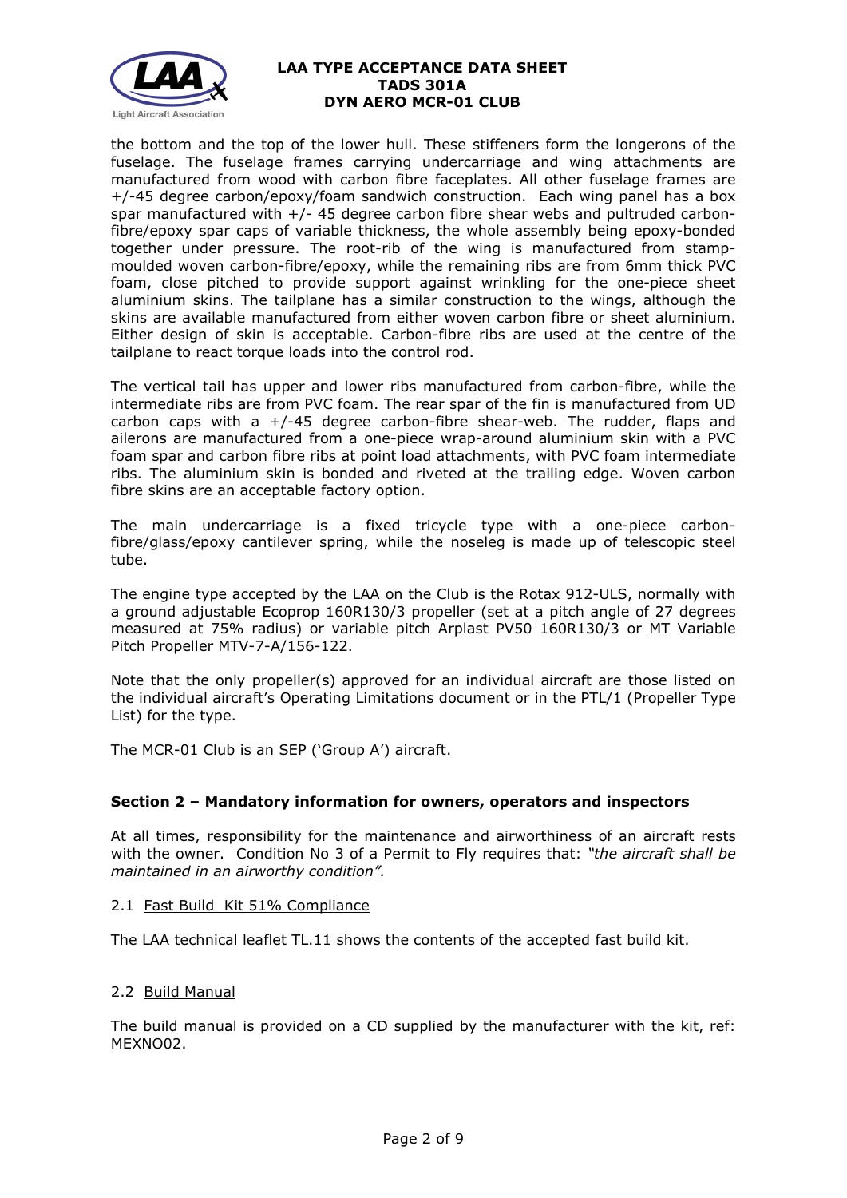the bottom and the top of the lower hull. These stiffeners form the longerons of the fuselage. The fuselage frames carrying undercarriage and wing attachments are manufactured from wood with carbon fibre faceplates. All other fuselage frames are +/-45 degree carbon/epoxy/foam sandwich construction. Each wing panel has a box spar manufactured with +/- 45 degree carbon fibre shear webs and pultruded carbon-fibre/epoxy spar caps of variable thickness, the whole assembly being epoxy-bonded together under pressure. The root-rib of the wing is manufactured from stamp-moulded woven carbon-fibre/epoxy, while the remaining ribs are from 6mm thick PVC foam, close pitched to provide support against wrinkling for the one-piece sheet aluminium skins. The tailplane has a similar construction to the wings, although the skins are available manufactured from either woven carbon fibre or sheet aluminium. Either design of skin is acceptable. Carbon-fibre ribs are used at the centre of the tailplane to react torque loads into the control rod.

The vertical tail has upper and lower ribs manufactured from carbon-fibre, while the intermediate ribs are from PVC foam. The rear spar of the fin is manufactured from UD carbon caps with a +/-45 degree carbon-fibre shear-web. The rudder, flaps and ailerons are manufactured from a one-piece wrap-around aluminium skin with a PVC foam spar and carbon fibre ribs at point load attachments, with PVC foam intermediate ribs. The aluminium skin is bonded and riveted at the trailing edge. Woven carbon fibre skins are an acceptable factory option.

The main undercarriage is a fixed tricycle type with a one-piece carbon-fibre/glass/epoxy cantilever spring, while the noseleg is made up of telescopic steel tube.

The engine type accepted by the LAA on the Club is the Rotax 912-ULS, normally with a ground adjustable Ecoprop 160R130/3 propeller (set at a pitch angle of 27 degrees measured at 75% radius) or variable pitch Arplast PV50 160R130/3 or MT Variable Pitch Propeller MTV-7-A/156-122.

Note that the only propeller(s) approved for an individual aircraft are those listed on the individual aircraft's Operating Limitations document or in the PTL/1 (Propeller Type List) for the type.

The MCR-01 Club is an SEP ('Group A') aircraft.

## Section 2 – Mandatory information for owners, operators and inspectors

At all times, responsibility for the maintenance and airworthiness of an aircraft rests with the owner. Condition No 3 of a Permit to Fly requires that: *"the aircraft shall be maintained in an airworthy condition".*

### 2.1 Fast Build Kit 51% Compliance

The LAA technical leaflet TL.11 shows the contents of the accepted fast build kit.

### 2.2 Build Manual

The build manual is provided on a CD supplied by the manufacturer with the kit, ref: MEXNO02.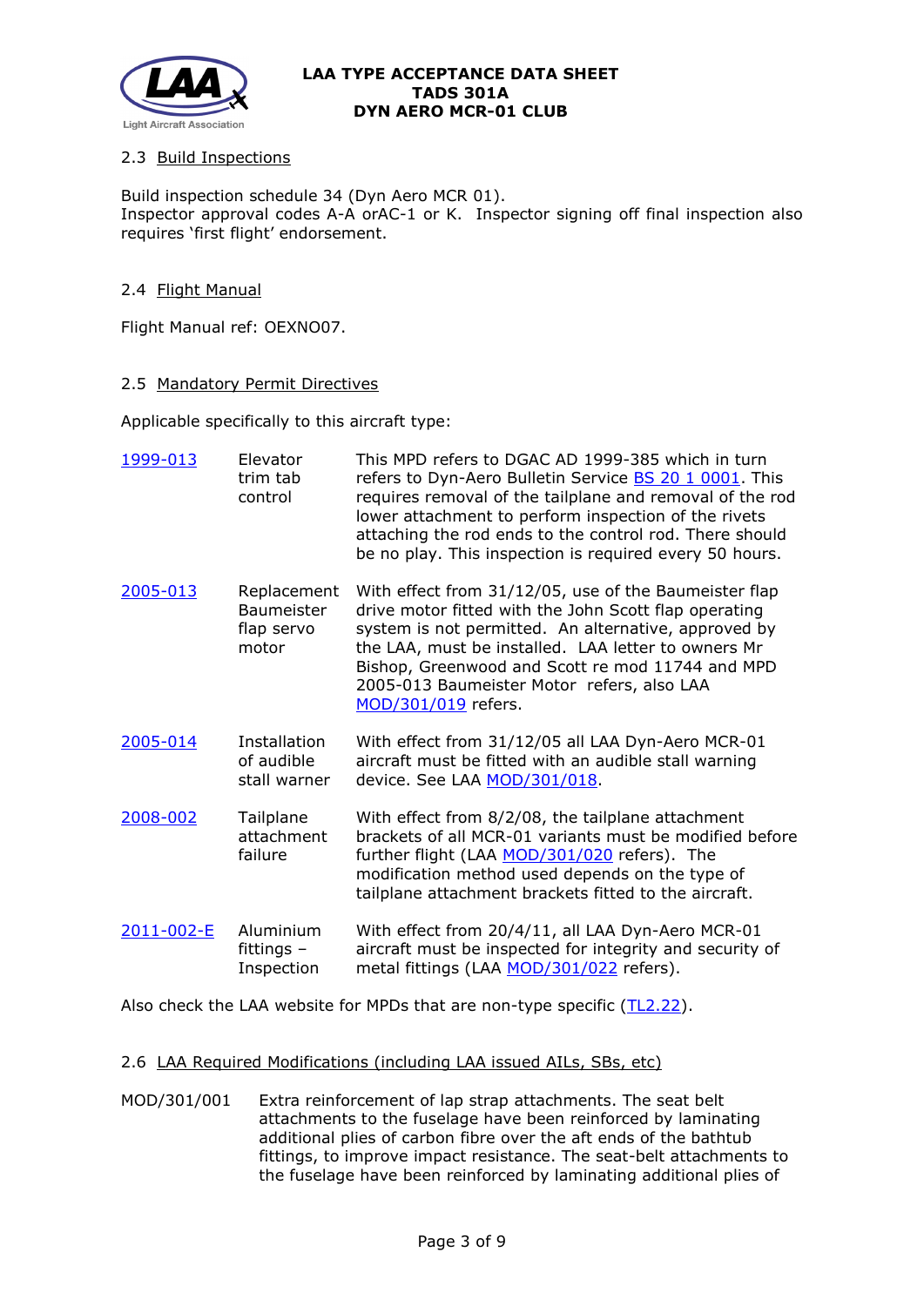### 2.3 Build Inspections

Build inspection schedule 34 (Dyn Aero MCR 01).
Inspector approval codes A-A orAC-1 or K. Inspector signing off final inspection also requires 'first flight' endorsement.

### 2.4 Flight Manual

Flight Manual ref: OEXNO07.

### 2.5 Mandatory Permit Directives

Applicable specifically to this aircraft type:

| | | |
|---|---|---|
| 1999-013 | Elevator trim tab control | This MPD refers to DGAC AD 1999-385 which in turn refers to Dyn-Aero Bulletin Service BS 20 1 0001. This requires removal of the tailplane and removal of the rod lower attachment to perform inspection of the rivets attaching the rod ends to the control rod. There should be no play. This inspection is required every 50 hours. |
| 2005-013 | Replacement Baumeister flap servo motor | With effect from 31/12/05, use of the Baumeister flap drive motor fitted with the John Scott flap operating system is not permitted. An alternative, approved by the LAA, must be installed. LAA letter to owners Mr Bishop, Greenwood and Scott re mod 11744 and MPD 2005-013 Baumeister Motor refers, also LAA MOD/301/019 refers. |
| 2005-014 | Installation of audible stall warner | With effect from 31/12/05 all LAA Dyn-Aero MCR-01 aircraft must be fitted with an audible stall warning device. See LAA MOD/301/018. |
| 2008-002 | Tailplane attachment failure | With effect from 8/2/08, the tailplane attachment brackets of all MCR-01 variants must be modified before further flight (LAA MOD/301/020 refers). The modification method used depends on the type of tailplane attachment brackets fitted to the aircraft. |
| 2011-002-E | Aluminium fittings – Inspection | With effect from 20/4/11, all LAA Dyn-Aero MCR-01 aircraft must be inspected for integrity and security of metal fittings (LAA MOD/301/022 refers). |

Also check the LAA website for MPDs that are non-type specific (TL2.22).

### 2.6 LAA Required Modifications (including LAA issued AILs, SBs, etc)

MOD/301/001 Extra reinforcement of lap strap attachments. The seat belt attachments to the fuselage have been reinforced by laminating additional plies of carbon fibre over the aft ends of the bathtub fittings, to improve impact resistance. The seat-belt attachments to the fuselage have been reinforced by laminating additional plies of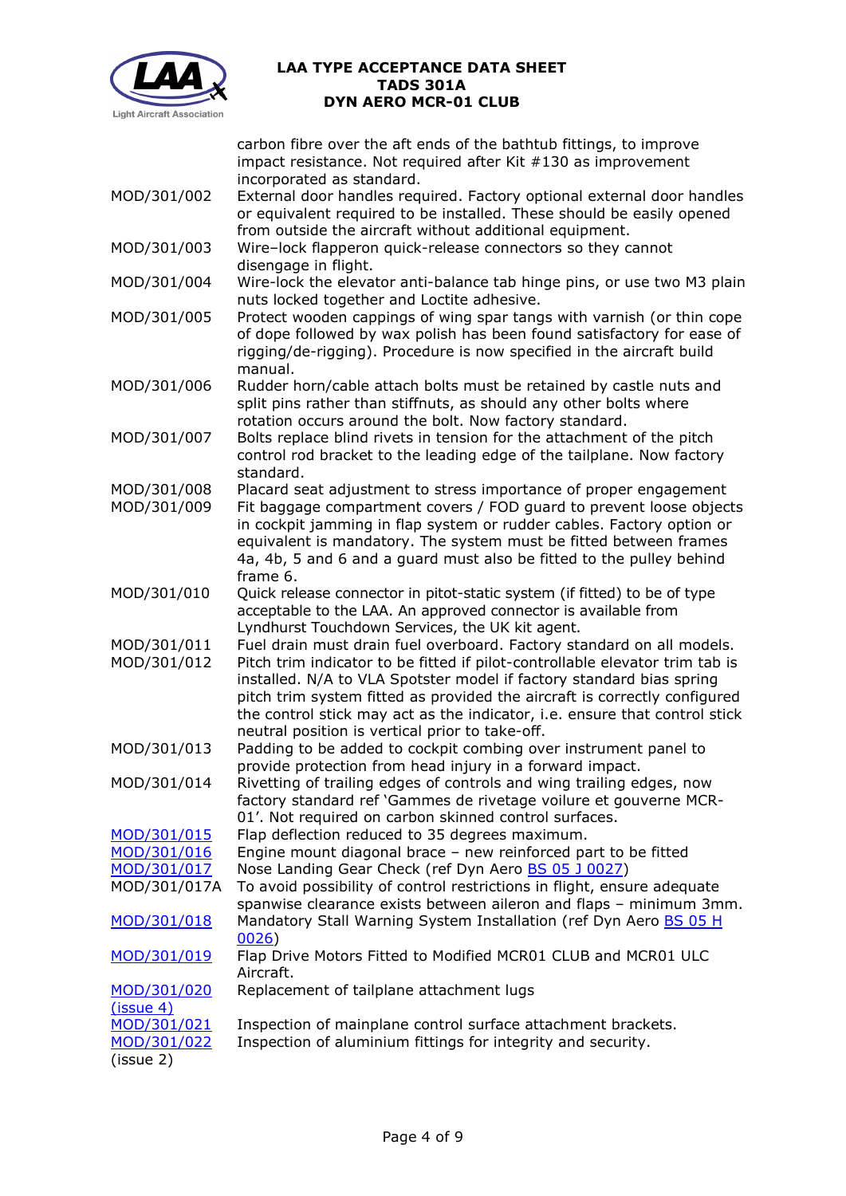| | |
|---|---|
| | carbon fibre over the aft ends of the bathtub fittings, to improve impact resistance. Not required after Kit #130 as improvement incorporated as standard. |
| MOD/301/002 | External door handles required. Factory optional external door handles or equivalent required to be installed. These should be easily opened from outside the aircraft without additional equipment. |
| MOD/301/003 | Wire–lock flapperon quick-release connectors so they cannot disengage in flight. |
| MOD/301/004 | Wire-lock the elevator anti-balance tab hinge pins, or use two M3 plain nuts locked together and Loctite adhesive. |
| MOD/301/005 | Protect wooden cappings of wing spar tangs with varnish (or thin cope of dope followed by wax polish has been found satisfactory for ease of rigging/de-rigging). Procedure is now specified in the aircraft build manual. |
| MOD/301/006 | Rudder horn/cable attach bolts must be retained by castle nuts and split pins rather than stiffnuts, as should any other bolts where rotation occurs around the bolt. Now factory standard. |
| MOD/301/007 | Bolts replace blind rivets in tension for the attachment of the pitch control rod bracket to the leading edge of the tailplane. Now factory standard. |
| MOD/301/008 | Placard seat adjustment to stress importance of proper engagement |
| MOD/301/009 | Fit baggage compartment covers / FOD guard to prevent loose objects in cockpit jamming in flap system or rudder cables. Factory option or equivalent is mandatory. The system must be fitted between frames 4a, 4b, 5 and 6 and a guard must also be fitted to the pulley behind frame 6. |
| MOD/301/010 | Quick release connector in pitot-static system (if fitted) to be of type acceptable to the LAA. An approved connector is available from Lyndhurst Touchdown Services, the UK kit agent. |
| MOD/301/011 | Fuel drain must drain fuel overboard. Factory standard on all models. |
| MOD/301/012 | Pitch trim indicator to be fitted if pilot-controllable elevator trim tab is installed. N/A to VLA Spotster model if factory standard bias spring pitch trim system fitted as provided the aircraft is correctly configured the control stick may act as the indicator, i.e. ensure that control stick neutral position is vertical prior to take-off. |
| MOD/301/013 | Padding to be added to cockpit combing over instrument panel to provide protection from head injury in a forward impact. |
| MOD/301/014 | Rivetting of trailing edges of controls and wing trailing edges, now factory standard ref 'Gammes de rivetage voilure et gouverne MCR-01'. Not required on carbon skinned control surfaces. |
| MOD/301/015 | Flap deflection reduced to 35 degrees maximum. |
| MOD/301/016 | Engine mount diagonal brace – new reinforced part to be fitted |
| MOD/301/017 | Nose Landing Gear Check (ref Dyn Aero BS 05 J 0027) |
| MOD/301/017A | To avoid possibility of control restrictions in flight, ensure adequate spanwise clearance exists between aileron and flaps – minimum 3mm. |
| MOD/301/018 | Mandatory Stall Warning System Installation (ref Dyn Aero BS 05 H 0026) |
| MOD/301/019 | Flap Drive Motors Fitted to Modified MCR01 CLUB and MCR01 ULC Aircraft. |
| MOD/301/020 (issue 4) | Replacement of tailplane attachment lugs |
| MOD/301/021 | Inspection of mainplane control surface attachment brackets. |
| MOD/301/022 (issue 2) | Inspection of aluminium fittings for integrity and security. |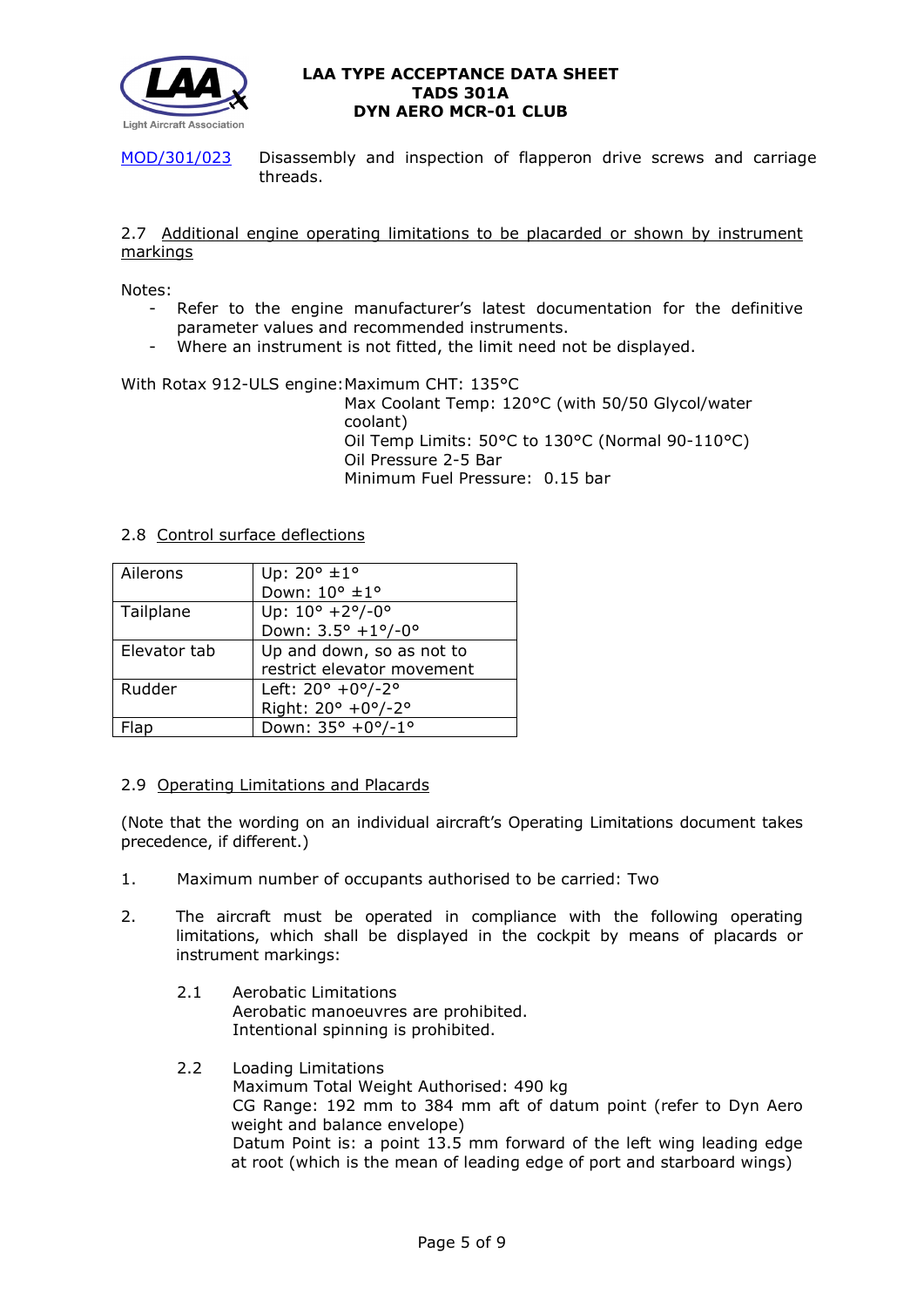MOD/301/023 Disassembly and inspection of flapperon drive screws and carriage threads.

### 2.7 Additional engine operating limitations to be placarded or shown by instrument markings

Notes:

- Refer to the engine manufacturer's latest documentation for the definitive parameter values and recommended instruments.
- Where an instrument is not fitted, the limit need not be displayed.

With Rotax 912-ULS engine: Maximum CHT: 135°C
Max Coolant Temp: 120°C (with 50/50 Glycol/water coolant)
Oil Temp Limits: 50°C to 130°C (Normal 90-110°C)
Oil Pressure 2-5 Bar
Minimum Fuel Pressure: 0.15 bar

### 2.8 Control surface deflections

| | |
|---|---|
| Ailerons | Up: 20° ±1°<br>Down: 10° ±1° |
| Tailplane | Up: 10° +2°/-0°<br>Down: 3.5° +1°/-0° |
| Elevator tab | Up and down, so as not to restrict elevator movement |
| Rudder | Left: 20° +0°/-2°<br>Right: 20° +0°/-2° |
| Flap | Down: 35° +0°/-1° |

### 2.9 Operating Limitations and Placards

(Note that the wording on an individual aircraft's Operating Limitations document takes precedence, if different.)

1. Maximum number of occupants authorised to be carried: Two

2. The aircraft must be operated in compliance with the following operating limitations, which shall be displayed in the cockpit by means of placards or instrument markings:

   2.1 Aerobatic Limitations
   Aerobatic manoeuvres are prohibited.
   Intentional spinning is prohibited.

   2.2 Loading Limitations
   Maximum Total Weight Authorised: 490 kg
   CG Range: 192 mm to 384 mm aft of datum point (refer to Dyn Aero weight and balance envelope)
   Datum Point is: a point 13.5 mm forward of the left wing leading edge at root (which is the mean of leading edge of port and starboard wings)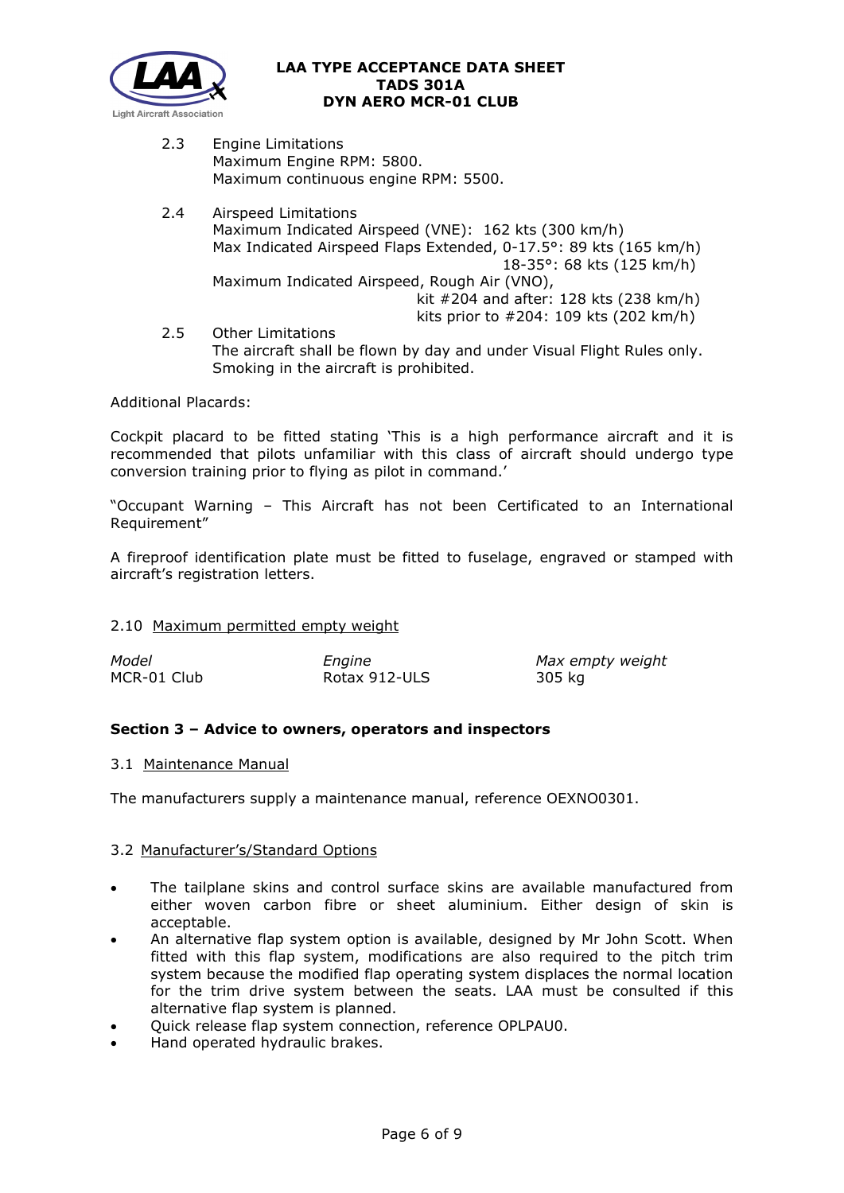2.3 Engine Limitations
Maximum Engine RPM: 5800.
Maximum continuous engine RPM: 5500.

2.4 Airspeed Limitations
Maximum Indicated Airspeed (VNE): 162 kts (300 km/h)
Max Indicated Airspeed Flaps Extended, 0-17.5°: 89 kts (165 km/h)
18-35°: 68 kts (125 km/h)
Maximum Indicated Airspeed, Rough Air (VNO),
kit #204 and after: 128 kts (238 km/h)
kits prior to #204: 109 kts (202 km/h)

2.5 Other Limitations
The aircraft shall be flown by day and under Visual Flight Rules only.
Smoking in the aircraft is prohibited.

Additional Placards:

Cockpit placard to be fitted stating 'This is a high performance aircraft and it is recommended that pilots unfamiliar with this class of aircraft should undergo type conversion training prior to flying as pilot in command.'

"Occupant Warning – This Aircraft has not been Certificated to an International Requirement"

A fireproof identification plate must be fitted to fuselage, engraved or stamped with aircraft's registration letters.

2.10 Maximum permitted empty weight

| *Model* | *Engine* | *Max empty weight* |
|---|---|---|
| MCR-01 Club | Rotax 912-ULS | 305 kg |

## Section 3 – Advice to owners, operators and inspectors

3.1 Maintenance Manual

The manufacturers supply a maintenance manual, reference OEXNO0301.

3.2 Manufacturer's/Standard Options

- The tailplane skins and control surface skins are available manufactured from either woven carbon fibre or sheet aluminium. Either design of skin is acceptable.
- An alternative flap system option is available, designed by Mr John Scott. When fitted with this flap system, modifications are also required to the pitch trim system because the modified flap operating system displaces the normal location for the trim drive system between the seats. LAA must be consulted if this alternative flap system is planned.
- Quick release flap system connection, reference OPLPAU0.
- Hand operated hydraulic brakes.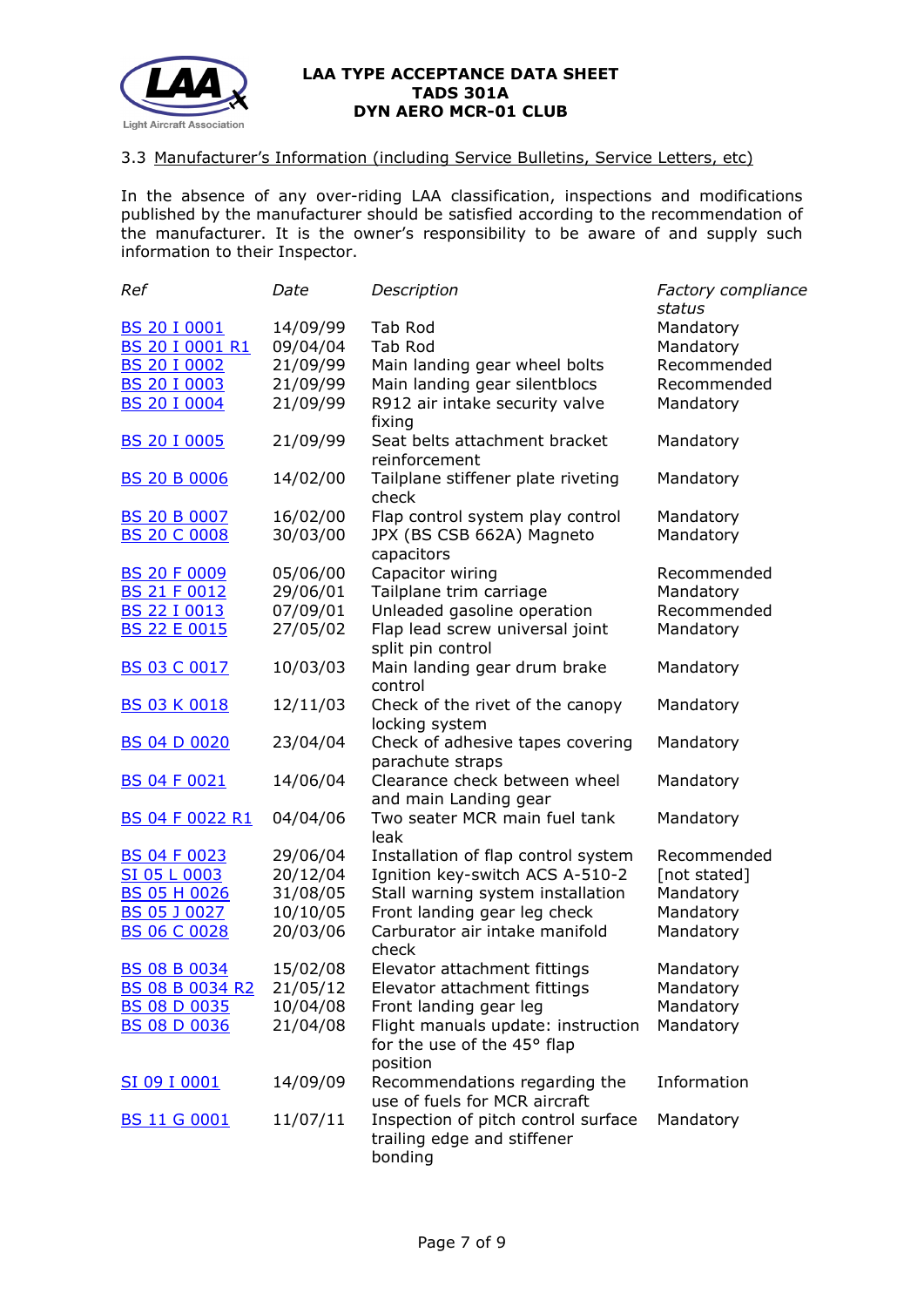### 3.3 Manufacturer's Information (including Service Bulletins, Service Letters, etc)

In the absence of any over-riding LAA classification, inspections and modifications published by the manufacturer should be satisfied according to the recommendation of the manufacturer. It is the owner's responsibility to be aware of and supply such information to their Inspector.

| *Ref* | *Date* | *Description* | *Factory compliance status* |
|---|---|---|---|
| BS 20 I 0001 | 14/09/99 | Tab Rod | Mandatory |
| BS 20 I 0001 R1 | 09/04/04 | Tab Rod | Mandatory |
| BS 20 I 0002 | 21/09/99 | Main landing gear wheel bolts | Recommended |
| BS 20 I 0003 | 21/09/99 | Main landing gear silentblocs | Recommended |
| BS 20 I 0004 | 21/09/99 | R912 air intake security valve fixing | Mandatory |
| BS 20 I 0005 | 21/09/99 | Seat belts attachment bracket reinforcement | Mandatory |
| BS 20 B 0006 | 14/02/00 | Tailplane stiffener plate riveting check | Mandatory |
| BS 20 B 0007 | 16/02/00 | Flap control system play control | Mandatory |
| BS 20 C 0008 | 30/03/00 | JPX (BS CSB 662A) Magneto capacitors | Mandatory |
| BS 20 F 0009 | 05/06/00 | Capacitor wiring | Recommended |
| BS 21 F 0012 | 29/06/01 | Tailplane trim carriage | Mandatory |
| BS 22 I 0013 | 07/09/01 | Unleaded gasoline operation | Recommended |
| BS 22 E 0015 | 27/05/02 | Flap lead screw universal joint split pin control | Mandatory |
| BS 03 C 0017 | 10/03/03 | Main landing gear drum brake control | Mandatory |
| BS 03 K 0018 | 12/11/03 | Check of the rivet of the canopy locking system | Mandatory |
| BS 04 D 0020 | 23/04/04 | Check of adhesive tapes covering parachute straps | Mandatory |
| BS 04 F 0021 | 14/06/04 | Clearance check between wheel and main Landing gear | Mandatory |
| BS 04 F 0022 R1 | 04/04/06 | Two seater MCR main fuel tank leak | Mandatory |
| BS 04 F 0023 | 29/06/04 | Installation of flap control system | Recommended |
| SI 05 L 0003 | 20/12/04 | Ignition key-switch ACS A-510-2 | [not stated] |
| BS 05 H 0026 | 31/08/05 | Stall warning system installation | Mandatory |
| BS 05 J 0027 | 10/10/05 | Front landing gear leg check | Mandatory |
| BS 06 C 0028 | 20/03/06 | Carburator air intake manifold check | Mandatory |
| BS 08 B 0034 | 15/02/08 | Elevator attachment fittings | Mandatory |
| BS 08 B 0034 R2 | 21/05/12 | Elevator attachment fittings | Mandatory |
| BS 08 D 0035 | 10/04/08 | Front landing gear leg | Mandatory |
| BS 08 D 0036 | 21/04/08 | Flight manuals update: instruction for the use of the 45° flap position | Mandatory |
| SI 09 I 0001 | 14/09/09 | Recommendations regarding the use of fuels for MCR aircraft | Information |
| BS 11 G 0001 | 11/07/11 | Inspection of pitch control surface trailing edge and stiffener bonding | Mandatory |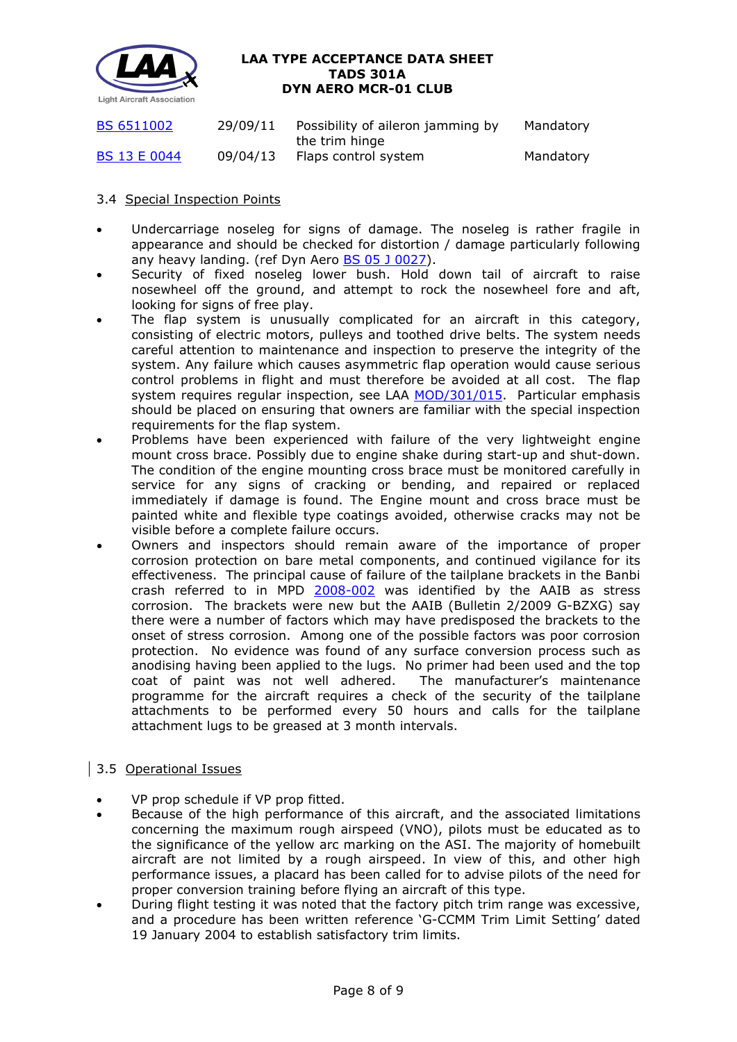| | | | |
|---|---|---|---|
| BS 6511002 | 29/09/11 | Possibility of aileron jamming by the trim hinge | Mandatory |
| BS 13 E 0044 | 09/04/13 | Flaps control system | Mandatory |

### 3.4 Special Inspection Points

- Undercarriage noseleg for signs of damage. The noseleg is rather fragile in appearance and should be checked for distortion / damage particularly following any heavy landing. (ref Dyn Aero BS 05 J 0027).
- Security of fixed noseleg lower bush. Hold down tail of aircraft to raise nosewheel off the ground, and attempt to rock the nosewheel fore and aft, looking for signs of free play.
- The flap system is unusually complicated for an aircraft in this category, consisting of electric motors, pulleys and toothed drive belts. The system needs careful attention to maintenance and inspection to preserve the integrity of the system. Any failure which causes asymmetric flap operation would cause serious control problems in flight and must therefore be avoided at all cost. The flap system requires regular inspection, see LAA MOD/301/015. Particular emphasis should be placed on ensuring that owners are familiar with the special inspection requirements for the flap system.
- Problems have been experienced with failure of the very lightweight engine mount cross brace. Possibly due to engine shake during start-up and shut-down. The condition of the engine mounting cross brace must be monitored carefully in service for any signs of cracking or bending, and repaired or replaced immediately if damage is found. The Engine mount and cross brace must be painted white and flexible type coatings avoided, otherwise cracks may not be visible before a complete failure occurs.
- Owners and inspectors should remain aware of the importance of proper corrosion protection on bare metal components, and continued vigilance for its effectiveness. The principal cause of failure of the tailplane brackets in the Banbi crash referred to in MPD 2008-002 was identified by the AAIB as stress corrosion. The brackets were new but the AAIB (Bulletin 2/2009 G-BZXG) say there were a number of factors which may have predisposed the brackets to the onset of stress corrosion. Among one of the possible factors was poor corrosion protection. No evidence was found of any surface conversion process such as anodising having been applied to the lugs. No primer had been used and the top coat of paint was not well adhered. The manufacturer's maintenance programme for the aircraft requires a check of the security of the tailplane attachments to be performed every 50 hours and calls for the tailplane attachment lugs to be greased at 3 month intervals.

### 3.5 Operational Issues

- VP prop schedule if VP prop fitted.
- Because of the high performance of this aircraft, and the associated limitations concerning the maximum rough airspeed (VNO), pilots must be educated as to the significance of the yellow arc marking on the ASI. The majority of homebuilt aircraft are not limited by a rough airspeed. In view of this, and other high performance issues, a placard has been called for to advise pilots of the need for proper conversion training before flying an aircraft of this type.
- During flight testing it was noted that the factory pitch trim range was excessive, and a procedure has been written reference 'G-CCMM Trim Limit Setting' dated 19 January 2004 to establish satisfactory trim limits.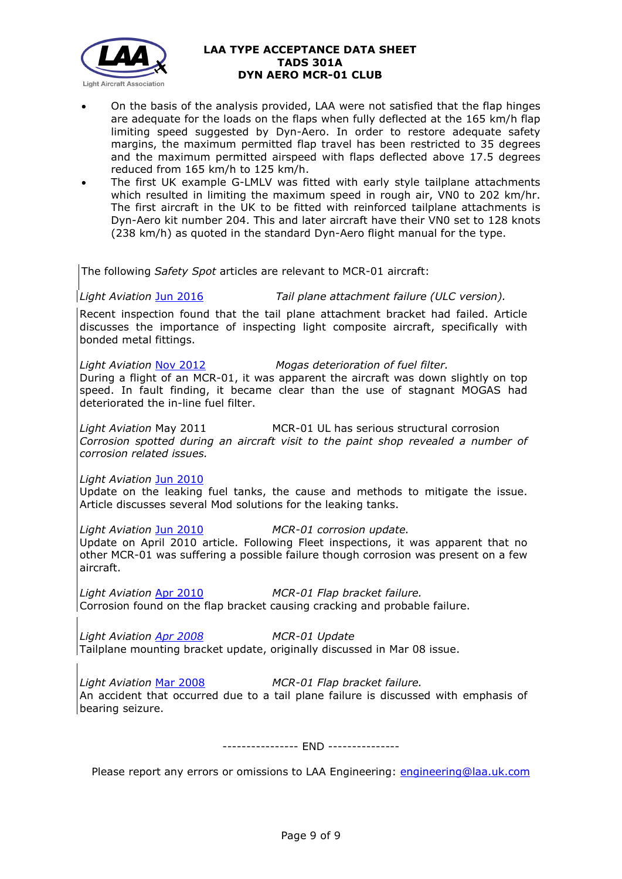- On the basis of the analysis provided, LAA were not satisfied that the flap hinges are adequate for the loads on the flaps when fully deflected at the 165 km/h flap limiting speed suggested by Dyn-Aero. In order to restore adequate safety margins, the maximum permitted flap travel has been restricted to 35 degrees and the maximum permitted airspeed with flaps deflected above 17.5 degrees reduced from 165 km/h to 125 km/h.
- The first UK example G-LMLV was fitted with early style tailplane attachments which resulted in limiting the maximum speed in rough air, VN0 to 202 km/hr. The first aircraft in the UK to be fitted with reinforced tailplane attachments is Dyn-Aero kit number 204. This and later aircraft have their VN0 set to 128 knots (238 km/h) as quoted in the standard Dyn-Aero flight manual for the type.

The following *Safety Spot* articles are relevant to MCR-01 aircraft:

*Light Aviation* Jun 2016 *Tail plane attachment failure (ULC version).*

Recent inspection found that the tail plane attachment bracket had failed. Article discusses the importance of inspecting light composite aircraft, specifically with bonded metal fittings.

*Light Aviation* Nov 2012 *Mogas deterioration of fuel filter.*
During a flight of an MCR-01, it was apparent the aircraft was down slightly on top speed. In fault finding, it became clear than the use of stagnant MOGAS had deteriorated the in-line fuel filter.

*Light Aviation* May 2011 MCR-01 UL has serious structural corrosion
*Corrosion spotted during an aircraft visit to the paint shop revealed a number of corrosion related issues.*

*Light Aviation* Jun 2010
Update on the leaking fuel tanks, the cause and methods to mitigate the issue. Article discusses several Mod solutions for the leaking tanks.

*Light Aviation* Jun 2010 *MCR-01 corrosion update.*
Update on April 2010 article. Following Fleet inspections, it was apparent that no other MCR-01 was suffering a possible failure though corrosion was present on a few aircraft.

*Light Aviation* Apr 2010 *MCR-01 Flap bracket failure.*
Corrosion found on the flap bracket causing cracking and probable failure.

*Light Aviation Apr 2008* *MCR-01 Update*
Tailplane mounting bracket update, originally discussed in Mar 08 issue.

*Light Aviation* Mar 2008 *MCR-01 Flap bracket failure.*
An accident that occurred due to a tail plane failure is discussed with emphasis of bearing seizure.

---------------- END ---------------

Please report any errors or omissions to LAA Engineering: engineering@laa.uk.com